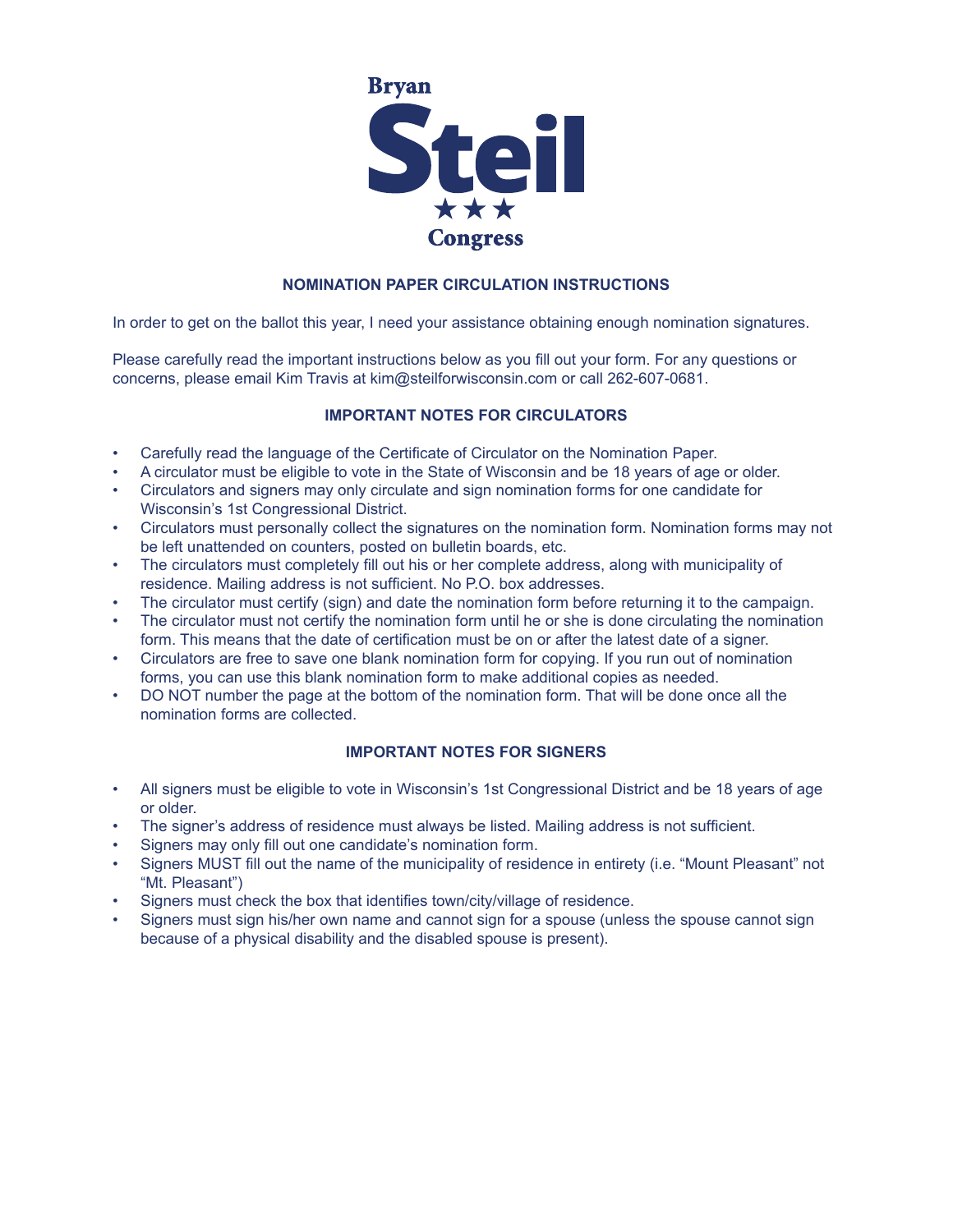Bryan

# Steil

★★★

Congress

## NOMINATION PAPER CIRCULATION INSTRUCTIONS

In order to get on the ballot this year, I need your assistance obtaining enough nomination signatures.

Please carefully read the important instructions below as you fill out your form. For any questions or concerns, please email Kim Travis at kim@steilforwisconsin.com or call 262-607-0681.

### IMPORTANT NOTES FOR CIRCULATORS

- Carefully read the language of the Certificate of Circulator on the Nomination Paper.
- A circulator must be eligible to vote in the State of Wisconsin and be 18 years of age or older.
- Circulators and signers may only circulate and sign nomination forms for one candidate for Wisconsin's 1st Congressional District.
- Circulators must personally collect the signatures on the nomination form. Nomination forms may not be left unattended on counters, posted on bulletin boards, etc.
- The circulators must completely fill out his or her complete address, along with municipality of residence. Mailing address is not sufficient. No P.O. box addresses.
- The circulator must certify (sign) and date the nomination form before returning it to the campaign.
- The circulator must not certify the nomination form until he or she is done circulating the nomination form. This means that the date of certification must be on or after the latest date of a signer.
- Circulators are free to save one blank nomination form for copying. If you run out of nomination forms, you can use this blank nomination form to make additional copies as needed.
- DO NOT number the page at the bottom of the nomination form. That will be done once all the nomination forms are collected.

### IMPORTANT NOTES FOR SIGNERS

- All signers must be eligible to vote in Wisconsin's 1st Congressional District and be 18 years of age or older.
- The signer's address of residence must always be listed. Mailing address is not sufficient.
- Signers may only fill out one candidate's nomination form.
- Signers MUST fill out the name of the municipality of residence in entirety (i.e. "Mount Pleasant" not "Mt. Pleasant")
- Signers must check the box that identifies town/city/village of residence.
- Signers must sign his/her own name and cannot sign for a spouse (unless the spouse cannot sign because of a physical disability and the disabled spouse is present).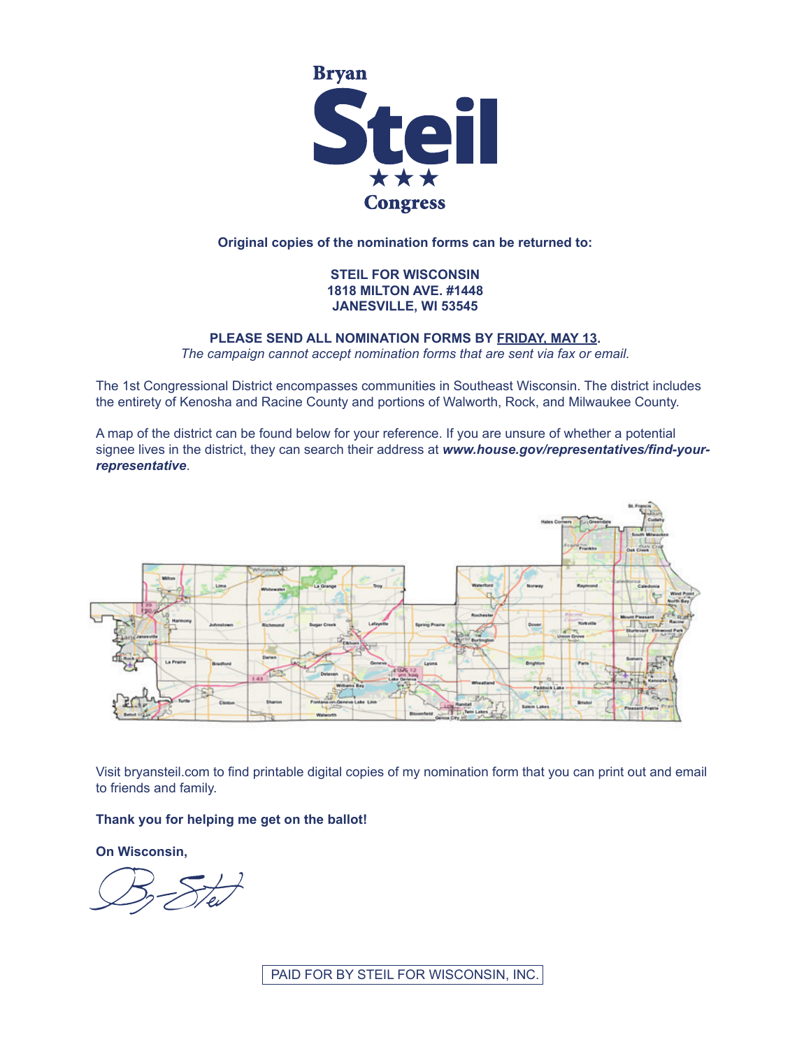# Bryan Steil ★★★ Congress

**Original copies of the nomination forms can be returned to:**

**STEIL FOR WISCONSIN**
**1818 MILTON AVE. #1448**
**JANESVILLE, WI 53545**

**PLEASE SEND ALL NOMINATION FORMS BY FRIDAY, MAY 13.**
*The campaign cannot accept nomination forms that are sent via fax or email.*

The 1st Congressional District encompasses communities in Southeast Wisconsin. The district includes the entirety of Kenosha and Racine County and portions of Walworth, Rock, and Milwaukee County.

A map of the district can be found below for your reference. If you are unsure of whether a potential signee lives in the district, they can search their address at ***www.house.gov/representatives/find-your-representative***.

Visit bryansteil.com to find printable digital copies of my nomination form that you can print out and email to friends and family.

**Thank you for helping me get on the ballot!**

**On Wisconsin,**

PAID FOR BY STEIL FOR WISCONSIN, INC.